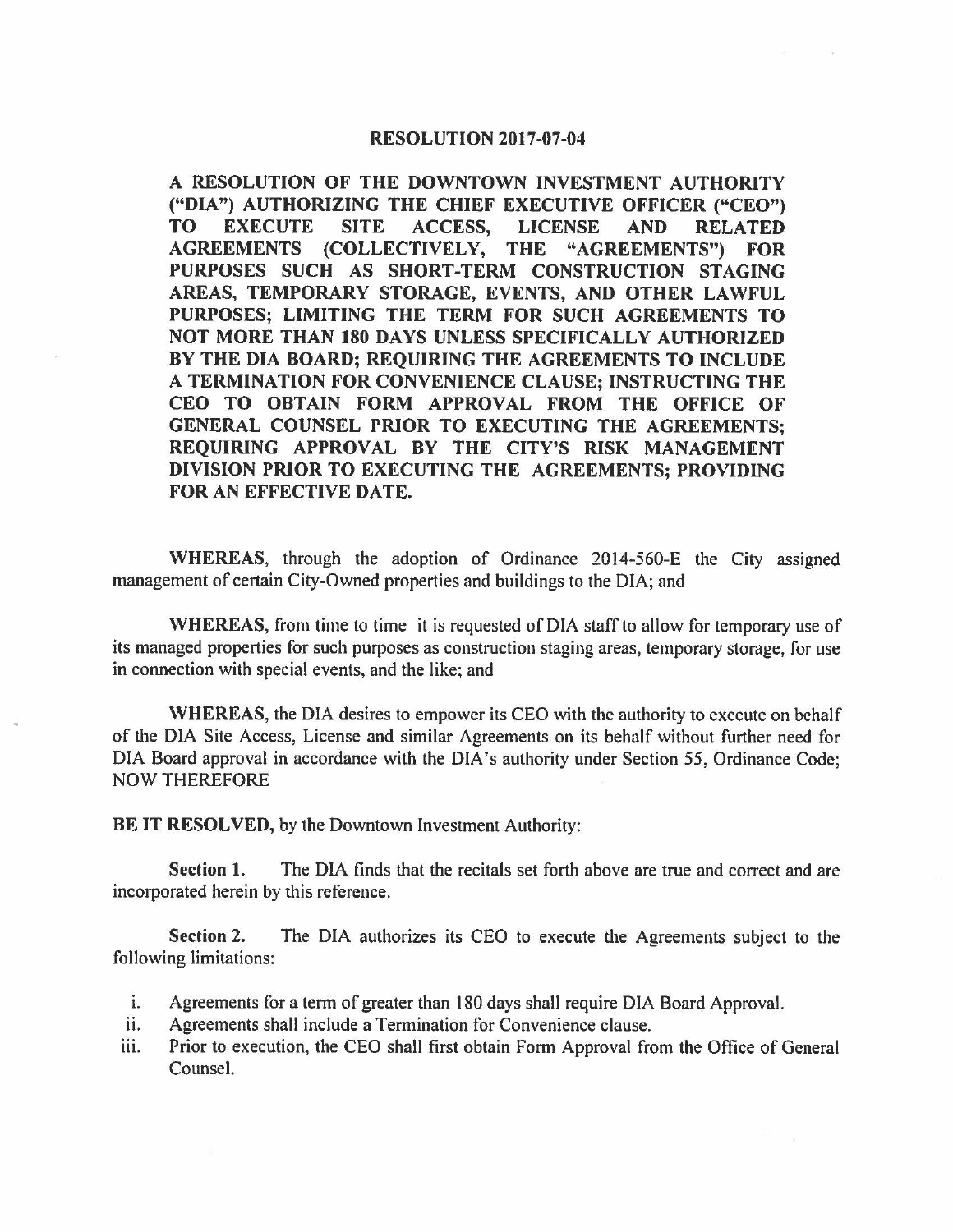# RESOLUTION 2017-07-04

**A RESOLUTION OF THE DOWNTOWN INVESTMENT AUTHORITY ("DIA") AUTHORIZING THE CHIEF EXECUTIVE OFFICER ("CEO") TO EXECUTE SITE ACCESS, LICENSE AND RELATED AGREEMENTS (COLLECTIVELY, THE "AGREEMENTS") FOR PURPOSES SUCH AS SHORT-TERM CONSTRUCTION STAGING AREAS, TEMPORARY STORAGE, EVENTS, AND OTHER LAWFUL PURPOSES; LIMITING THE TERM FOR SUCH AGREEMENTS TO NOT MORE THAN 180 DAYS UNLESS SPECIFICALLY AUTHORIZED BY THE DIA BOARD; REQUIRING THE AGREEMENTS TO INCLUDE A TERMINATION FOR CONVENIENCE CLAUSE; INSTRUCTING THE CEO TO OBTAIN FORM APPROVAL FROM THE OFFICE OF GENERAL COUNSEL PRIOR TO EXECUTING THE AGREEMENTS; REQUIRING APPROVAL BY THE CITY'S RISK MANAGEMENT DIVISION PRIOR TO EXECUTING THE AGREEMENTS; PROVIDING FOR AN EFFECTIVE DATE.**

**WHEREAS**, through the adoption of Ordinance 2014-560-E the City assigned management of certain City-Owned properties and buildings to the DIA; and

**WHEREAS**, from time to time it is requested of DIA staff to allow for temporary use of its managed properties for such purposes as construction staging areas, temporary storage, for use in connection with special events, and the like; and

**WHEREAS**, the DIA desires to empower its CEO with the authority to execute on behalf of the DIA Site Access, License and similar Agreements on its behalf without further need for DIA Board approval in accordance with the DIA's authority under Section 55, Ordinance Code; NOW THEREFORE

**BE IT RESOLVED,** by the Downtown Investment Authority:

**Section 1.** The DIA finds that the recitals set forth above are true and correct and are incorporated herein by this reference.

**Section 2.** The DIA authorizes its CEO to execute the Agreements subject to the following limitations:

i. Agreements for a term of greater than 180 days shall require DIA Board Approval.
ii. Agreements shall include a Termination for Convenience clause.
iii. Prior to execution, the CEO shall first obtain Form Approval from the Office of General Counsel.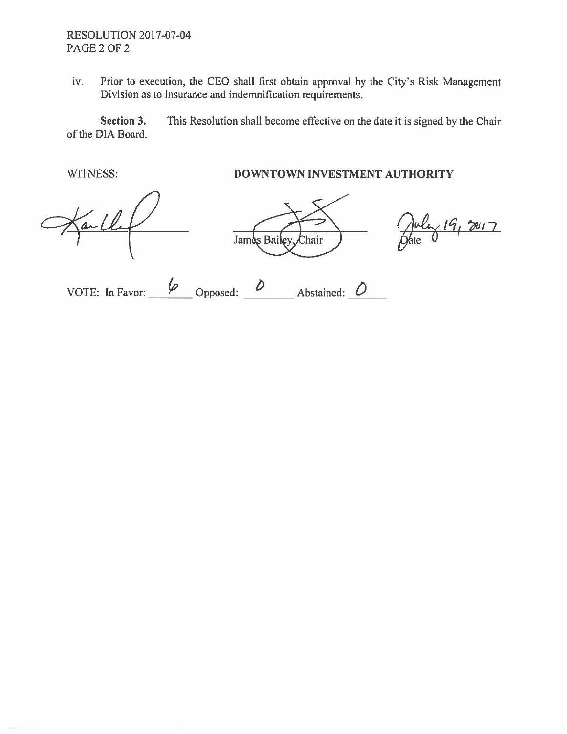iv. Prior to execution, the CEO shall first obtain approval by the City's Risk Management Division as to insurance and indemnification requirements.

**Section 3.** This Resolution shall become effective on the date it is signed by the Chair of the DIA Board.

WITNESS: **DOWNTOWN INVESTMENT AUTHORITY**

James Bailey, Chair

July 19, 2017
Date

VOTE: In Favor: 6 Opposed: 0 Abstained: 0